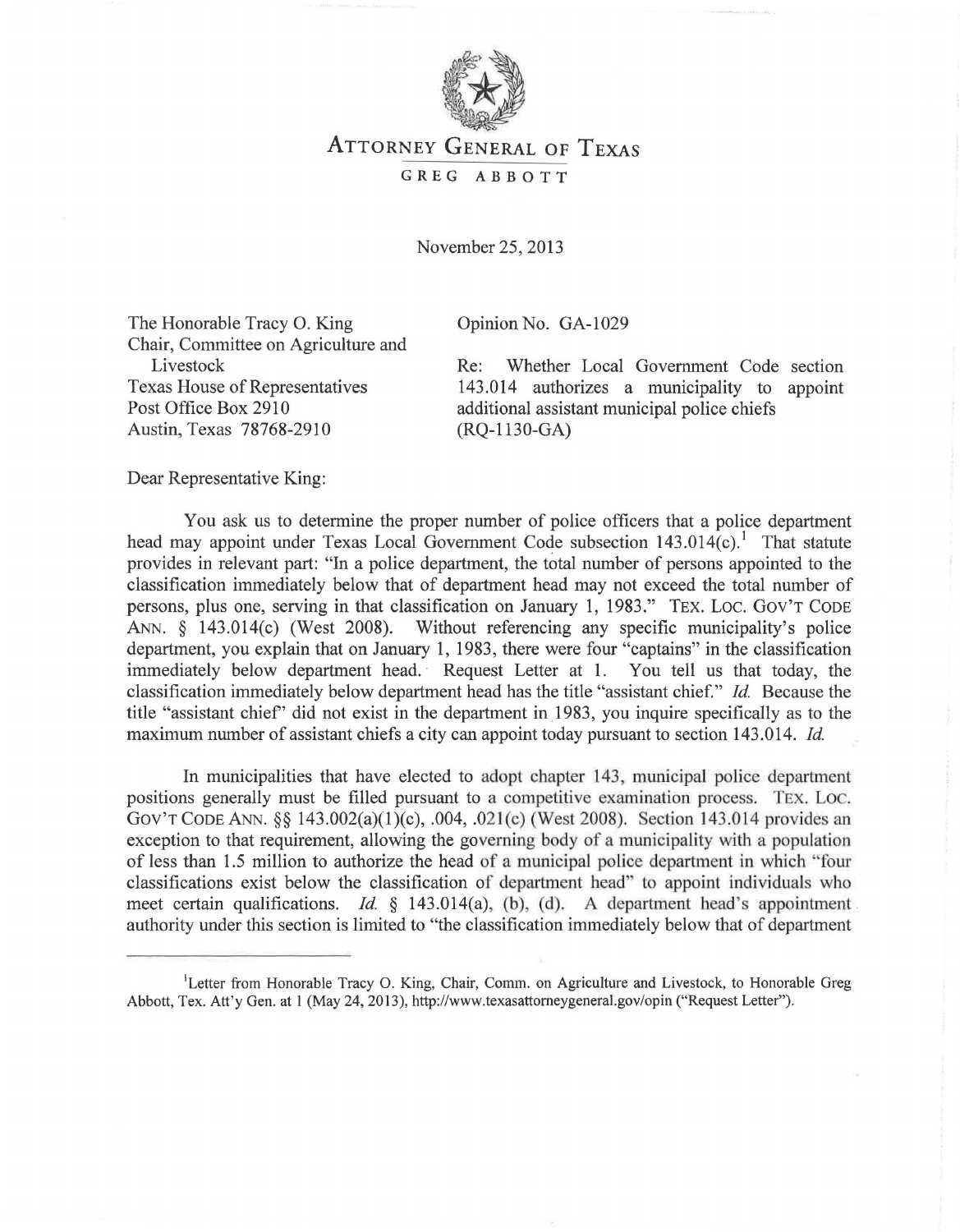# Attorney General of Texas

GREG ABBOTT

November 25, 2013

The Honorable Tracy O. King
Chair, Committee on Agriculture and Livestock
Texas House of Representatives
Post Office Box 2910
Austin, Texas 78768-2910

Opinion No. GA-1029

Re: Whether Local Government Code section 143.014 authorizes a municipality to appoint additional assistant municipal police chiefs (RQ-1130-GA)

Dear Representative King:

You ask us to determine the proper number of police officers that a police department head may appoint under Texas Local Government Code subsection 143.014(c).[1] That statute provides in relevant part: "In a police department, the total number of persons appointed to the classification immediately below that of department head may not exceed the total number of persons, plus one, serving in that classification on January 1, 1983." TEX. LOC. GOV'T CODE ANN. § 143.014(c) (West 2008). Without referencing any specific municipality's police department, you explain that on January 1, 1983, there were four "captains" in the classification immediately below department head. Request Letter at 1. You tell us that today, the classification immediately below department head has the title "assistant chief." *Id.* Because the title "assistant chief" did not exist in the department in 1983, you inquire specifically as to the maximum number of assistant chiefs a city can appoint today pursuant to section 143.014. *Id.*

In municipalities that have elected to adopt chapter 143, municipal police department positions generally must be filled pursuant to a competitive examination process. TEX. LOC. GOV'T CODE ANN. §§ 143.002(a)(1)(c), .004, .021(c) (West 2008). Section 143.014 provides an exception to that requirement, allowing the governing body of a municipality with a population of less than 1.5 million to authorize the head of a municipal police department in which "four classifications exist below the classification of department head" to appoint individuals who meet certain qualifications. *Id.* § 143.014(a), (b), (d). A department head's appointment authority under this section is limited to "the classification immediately below that of department

---

[1] Letter from Honorable Tracy O. King, Chair, Comm. on Agriculture and Livestock, to Honorable Greg Abbott, Tex. Att'y Gen. at 1 (May 24, 2013), http://www.texasattorneygeneral.gov/opin ("Request Letter").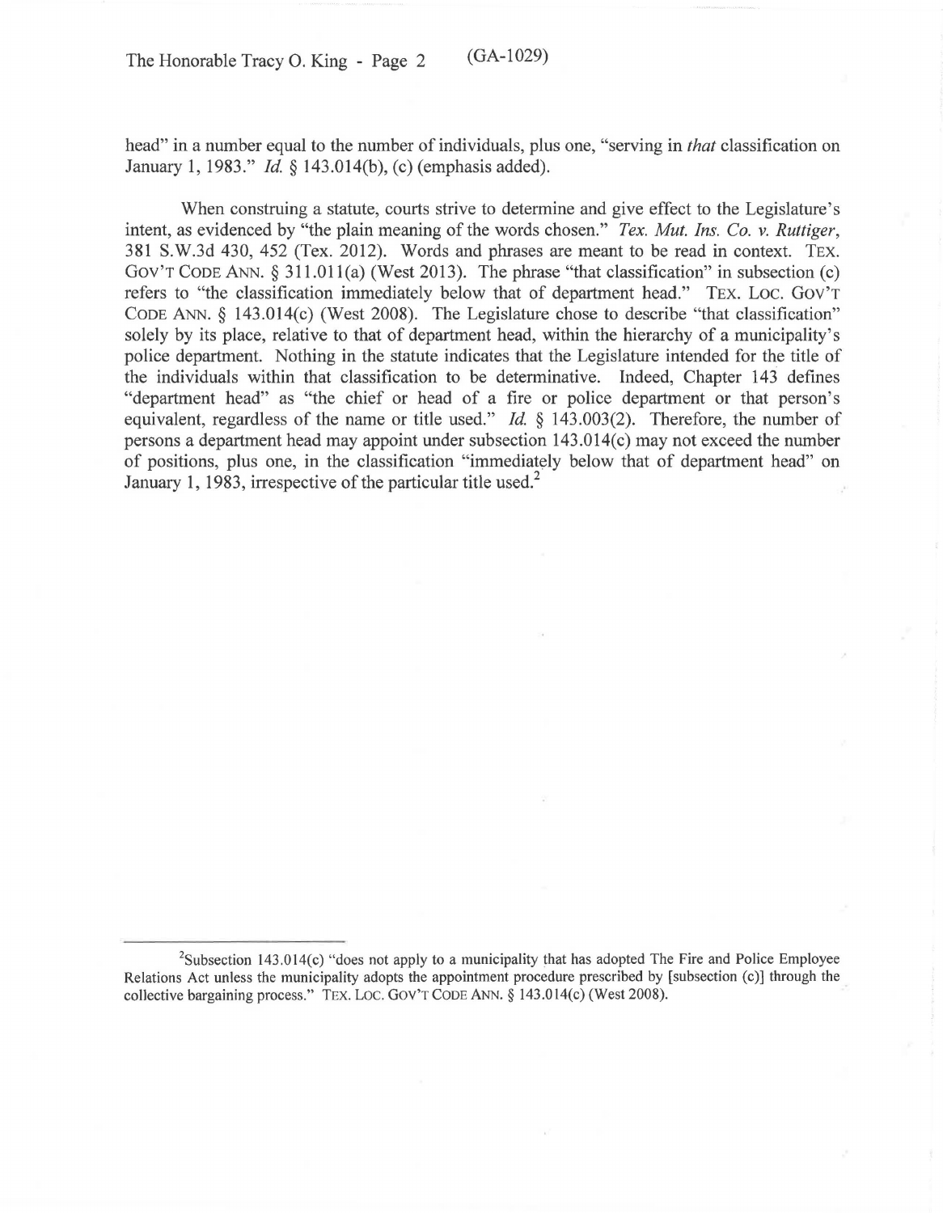head" in a number equal to the number of individuals, plus one, "serving in *that* classification on January 1, 1983." *Id.* § 143.014(b), (c) (emphasis added).

When construing a statute, courts strive to determine and give effect to the Legislature's intent, as evidenced by "the plain meaning of the words chosen." *Tex. Mut. Ins. Co. v. Ruttiger*, 381 S.W.3d 430, 452 (Tex. 2012). Words and phrases are meant to be read in context. TEX. GOV'T CODE ANN. § 311.011(a) (West 2013). The phrase "that classification" in subsection (c) refers to "the classification immediately below that of department head." TEX. LOC. GOV'T CODE ANN. § 143.014(c) (West 2008). The Legislature chose to describe "that classification" solely by its place, relative to that of department head, within the hierarchy of a municipality's police department. Nothing in the statute indicates that the Legislature intended for the title of the individuals within that classification to be determinative. Indeed, Chapter 143 defines "department head" as "the chief or head of a fire or police department or that person's equivalent, regardless of the name or title used." *Id.* § 143.003(2). Therefore, the number of persons a department head may appoint under subsection 143.014(c) may not exceed the number of positions, plus one, in the classification "immediately below that of department head" on January 1, 1983, irrespective of the particular title used.[2]

---

[2]Subsection 143.014(c) "does not apply to a municipality that has adopted The Fire and Police Employee Relations Act unless the municipality adopts the appointment procedure prescribed by [subsection (c)] through the collective bargaining process." TEX. LOC. GOV'T CODE ANN. § 143.014(c) (West 2008).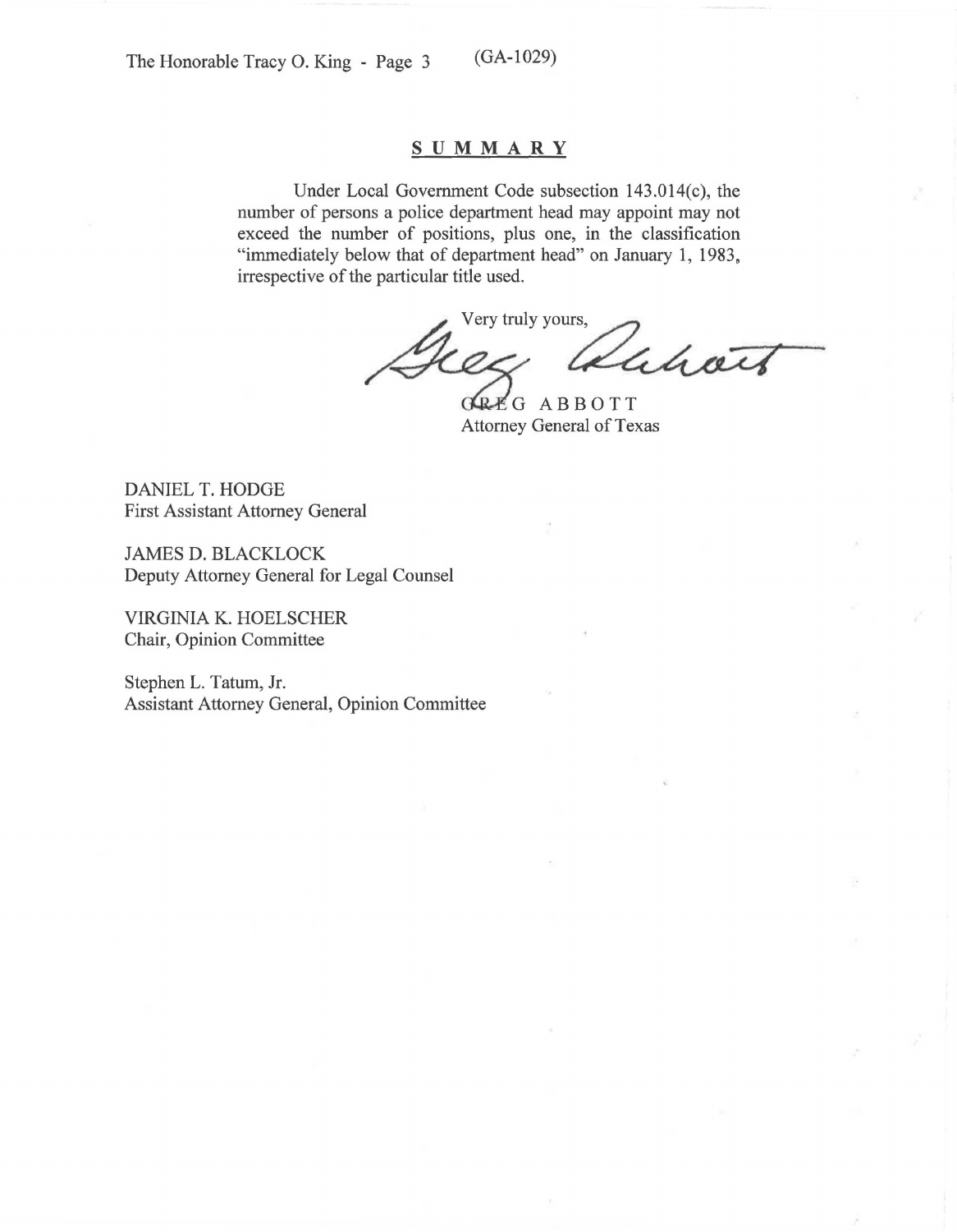## S U M M A R Y

Under Local Government Code subsection 143.014(c), the number of persons a police department head may appoint may not exceed the number of positions, plus one, in the classification "immediately below that of department head" on January 1, 1983, irrespective of the particular title used.

Very truly yours,

GREG ABBOTT
Attorney General of Texas

DANIEL T. HODGE
First Assistant Attorney General

JAMES D. BLACKLOCK
Deputy Attorney General for Legal Counsel

VIRGINIA K. HOELSCHER
Chair, Opinion Committee

Stephen L. Tatum, Jr.
Assistant Attorney General, Opinion Committee